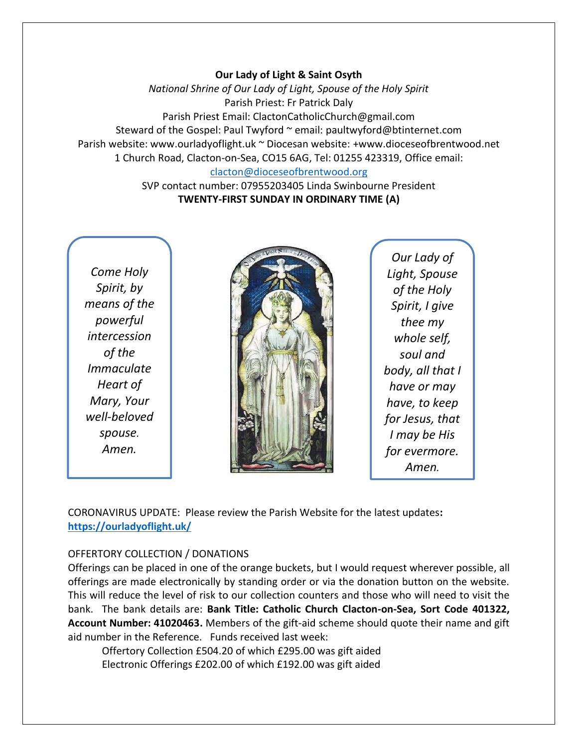**Our Lady of Light & Saint Osyth**

*National Shrine of Our Lady of Light, Spouse of the Holy Spirit*

Parish Priest: Fr Patrick Daly

Parish Priest Email: ClactonCatholicChurch@gmail.com

Steward of the Gospel: Paul Twyford ~ email: paultwyford@btinternet.com

Parish website: www.ourladyoflight.uk ~ Diocesan website: +www.dioceseofbrentwood.net

1 Church Road, Clacton-on-Sea, CO15 6AG, Tel: 01255 423319, Office email: clacton@dioceseofbrentwood.org

SVP contact number: 07955203405 Linda Swinbourne President

**TWENTY-FIRST SUNDAY IN ORDINARY TIME (A)**

*Come Holy Spirit, by means of the powerful intercession of the Immaculate Heart of Mary, Your well-beloved spouse. Amen.*

*Our Lady of Light, Spouse of the Holy Spirit, I give thee my whole self, soul and body, all that I have or may have, to keep for Jesus, that I may be His for evermore. Amen.*

CORONAVIRUS UPDATE: Please review the Parish Website for the latest updates**:** **https://ourladyoflight.uk/**

OFFERTORY COLLECTION / DONATIONS

Offerings can be placed in one of the orange buckets, but I would request wherever possible, all offerings are made electronically by standing order or via the donation button on the website. This will reduce the level of risk to our collection counters and those who will need to visit the bank. The bank details are: **Bank Title: Catholic Church Clacton-on-Sea, Sort Code 401322, Account Number: 41020463.** Members of the gift-aid scheme should quote their name and gift aid number in the Reference. Funds received last week:

Offertory Collection £504.20 of which £295.00 was gift aided

Electronic Offerings £202.00 of which £192.00 was gift aided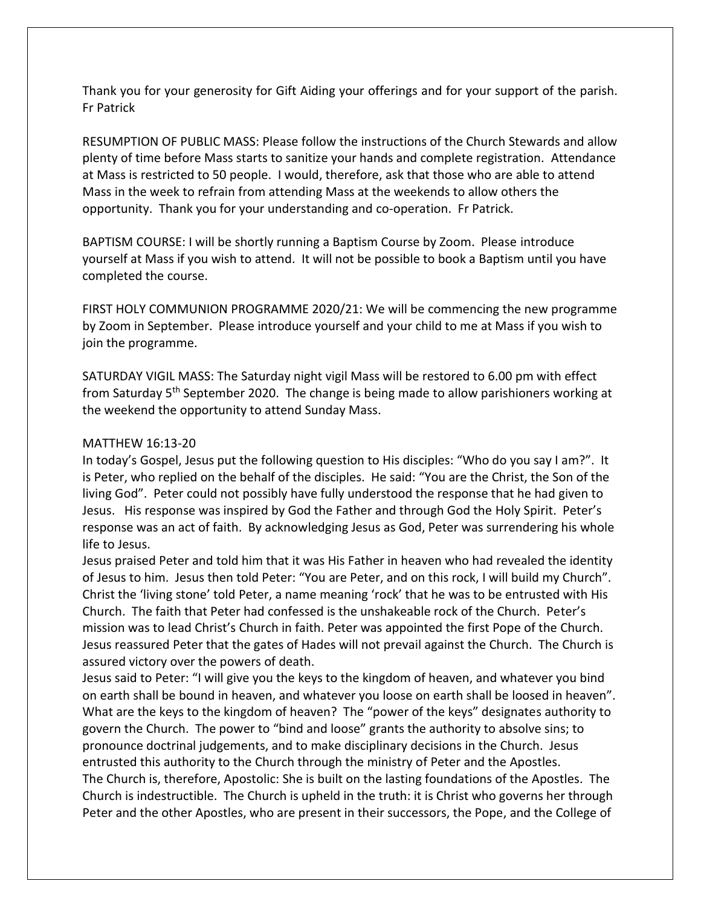Thank you for your generosity for Gift Aiding your offerings and for your support of the parish. Fr Patrick

RESUMPTION OF PUBLIC MASS: Please follow the instructions of the Church Stewards and allow plenty of time before Mass starts to sanitize your hands and complete registration. Attendance at Mass is restricted to 50 people. I would, therefore, ask that those who are able to attend Mass in the week to refrain from attending Mass at the weekends to allow others the opportunity. Thank you for your understanding and co-operation. Fr Patrick.

BAPTISM COURSE: I will be shortly running a Baptism Course by Zoom. Please introduce yourself at Mass if you wish to attend. It will not be possible to book a Baptism until you have completed the course.

FIRST HOLY COMMUNION PROGRAMME 2020/21: We will be commencing the new programme by Zoom in September. Please introduce yourself and your child to me at Mass if you wish to join the programme.

SATURDAY VIGIL MASS: The Saturday night vigil Mass will be restored to 6.00 pm with effect from Saturday 5th September 2020. The change is being made to allow parishioners working at the weekend the opportunity to attend Sunday Mass.

MATTHEW 16:13-20

In today's Gospel, Jesus put the following question to His disciples: "Who do you say I am?". It is Peter, who replied on the behalf of the disciples. He said: "You are the Christ, the Son of the living God". Peter could not possibly have fully understood the response that he had given to Jesus. His response was inspired by God the Father and through God the Holy Spirit. Peter's response was an act of faith. By acknowledging Jesus as God, Peter was surrendering his whole life to Jesus.

Jesus praised Peter and told him that it was His Father in heaven who had revealed the identity of Jesus to him. Jesus then told Peter: "You are Peter, and on this rock, I will build my Church". Christ the 'living stone' told Peter, a name meaning 'rock' that he was to be entrusted with His Church. The faith that Peter had confessed is the unshakeable rock of the Church. Peter's mission was to lead Christ's Church in faith. Peter was appointed the first Pope of the Church. Jesus reassured Peter that the gates of Hades will not prevail against the Church. The Church is assured victory over the powers of death.

Jesus said to Peter: "I will give you the keys to the kingdom of heaven, and whatever you bind on earth shall be bound in heaven, and whatever you loose on earth shall be loosed in heaven". What are the keys to the kingdom of heaven? The "power of the keys" designates authority to govern the Church. The power to "bind and loose" grants the authority to absolve sins; to pronounce doctrinal judgements, and to make disciplinary decisions in the Church. Jesus entrusted this authority to the Church through the ministry of Peter and the Apostles.

The Church is, therefore, Apostolic: She is built on the lasting foundations of the Apostles. The Church is indestructible. The Church is upheld in the truth: it is Christ who governs her through Peter and the other Apostles, who are present in their successors, the Pope, and the College of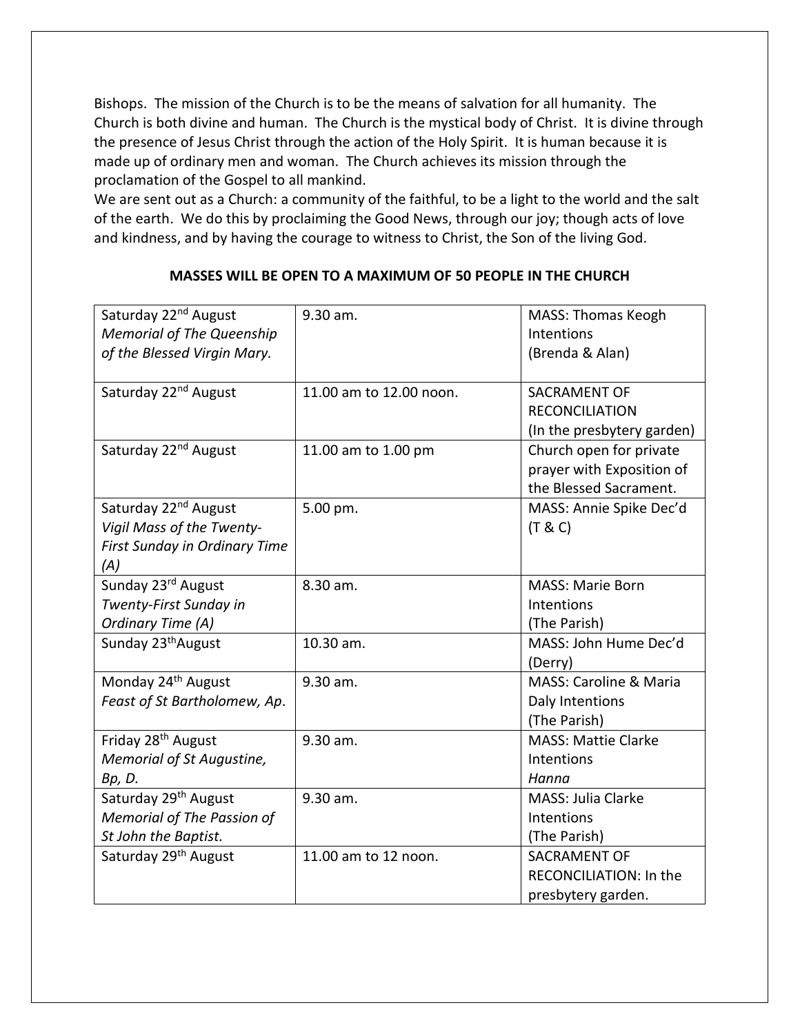Bishops. The mission of the Church is to be the means of salvation for all humanity. The Church is both divine and human. The Church is the mystical body of Christ. It is divine through the presence of Jesus Christ through the action of the Holy Spirit. It is human because it is made up of ordinary men and woman. The Church achieves its mission through the proclamation of the Gospel to all mankind.

We are sent out as a Church: a community of the faithful, to be a light to the world and the salt of the earth. We do this by proclaiming the Good News, through our joy; though acts of love and kindness, and by having the courage to witness to Christ, the Son of the living God.

**MASSES WILL BE OPEN TO A MAXIMUM OF 50 PEOPLE IN THE CHURCH**

| | | |
|---|---|---|
| Saturday 22nd August *Memorial of The Queenship of the Blessed Virgin Mary.* | 9.30 am. | MASS: Thomas Keogh Intentions (Brenda & Alan) |
| Saturday 22nd August | 11.00 am to 12.00 noon. | SACRAMENT OF RECONCILIATION (In the presbytery garden) |
| Saturday 22nd August | 11.00 am to 1.00 pm | Church open for private prayer with Exposition of the Blessed Sacrament. |
| Saturday 22nd August *Vigil Mass of the Twenty-First Sunday in Ordinary Time (A)* | 5.00 pm. | MASS: Annie Spike Dec'd (T & C) |
| Sunday 23rd August *Twenty-First Sunday in Ordinary Time (A)* | 8.30 am. | MASS: Marie Born Intentions (The Parish) |
| Sunday 23thAugust | 10.30 am. | MASS: John Hume Dec'd (Derry) |
| Monday 24th August *Feast of St Bartholomew, Ap.* | 9.30 am. | MASS: Caroline & Maria Daly Intentions (The Parish) |
| Friday 28th August *Memorial of St Augustine, Bp, D.* | 9.30 am. | MASS: Mattie Clarke Intentions *Hanna* |
| Saturday 29th August *Memorial of The Passion of St John the Baptist.* | 9.30 am. | MASS: Julia Clarke Intentions (The Parish) |
| Saturday 29th August | 11.00 am to 12 noon. | SACRAMENT OF RECONCILIATION: In the presbytery garden. |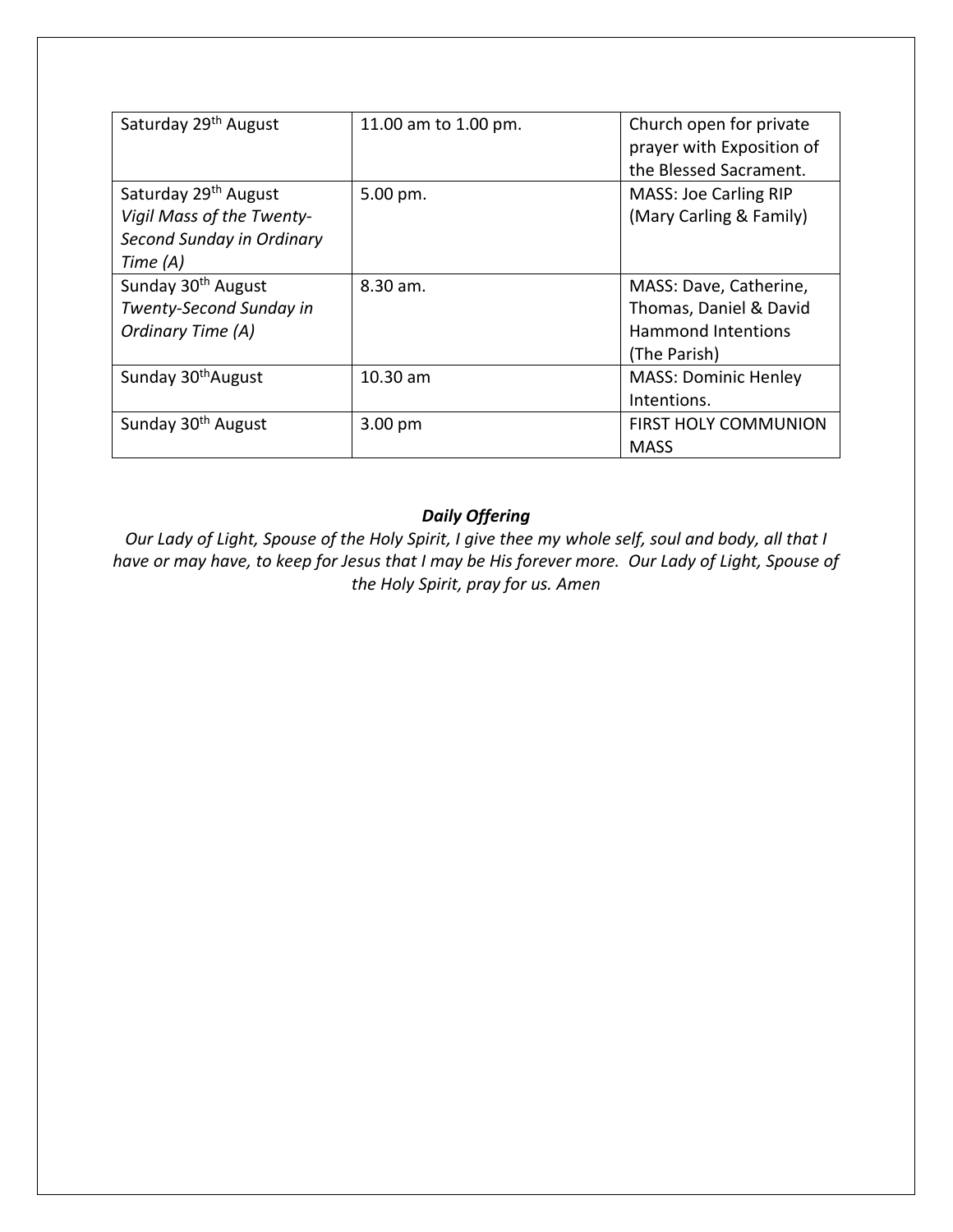| | | |
|---|---|---|
| Saturday 29th August | 11.00 am to 1.00 pm. | Church open for private prayer with Exposition of the Blessed Sacrament. |
| Saturday 29th August *Vigil Mass of the Twenty-Second Sunday in Ordinary Time (A)* | 5.00 pm. | MASS: Joe Carling RIP (Mary Carling & Family) |
| Sunday 30th August *Twenty-Second Sunday in Ordinary Time (A)* | 8.30 am. | MASS: Dave, Catherine, Thomas, Daniel & David Hammond Intentions (The Parish) |
| Sunday 30thAugust | 10.30 am | MASS: Dominic Henley Intentions. |
| Sunday 30th August | 3.00 pm | FIRST HOLY COMMUNION MASS |

***Daily Offering***

*Our Lady of Light, Spouse of the Holy Spirit, I give thee my whole self, soul and body, all that I have or may have, to keep for Jesus that I may be His forever more. Our Lady of Light, Spouse of the Holy Spirit, pray for us. Amen*